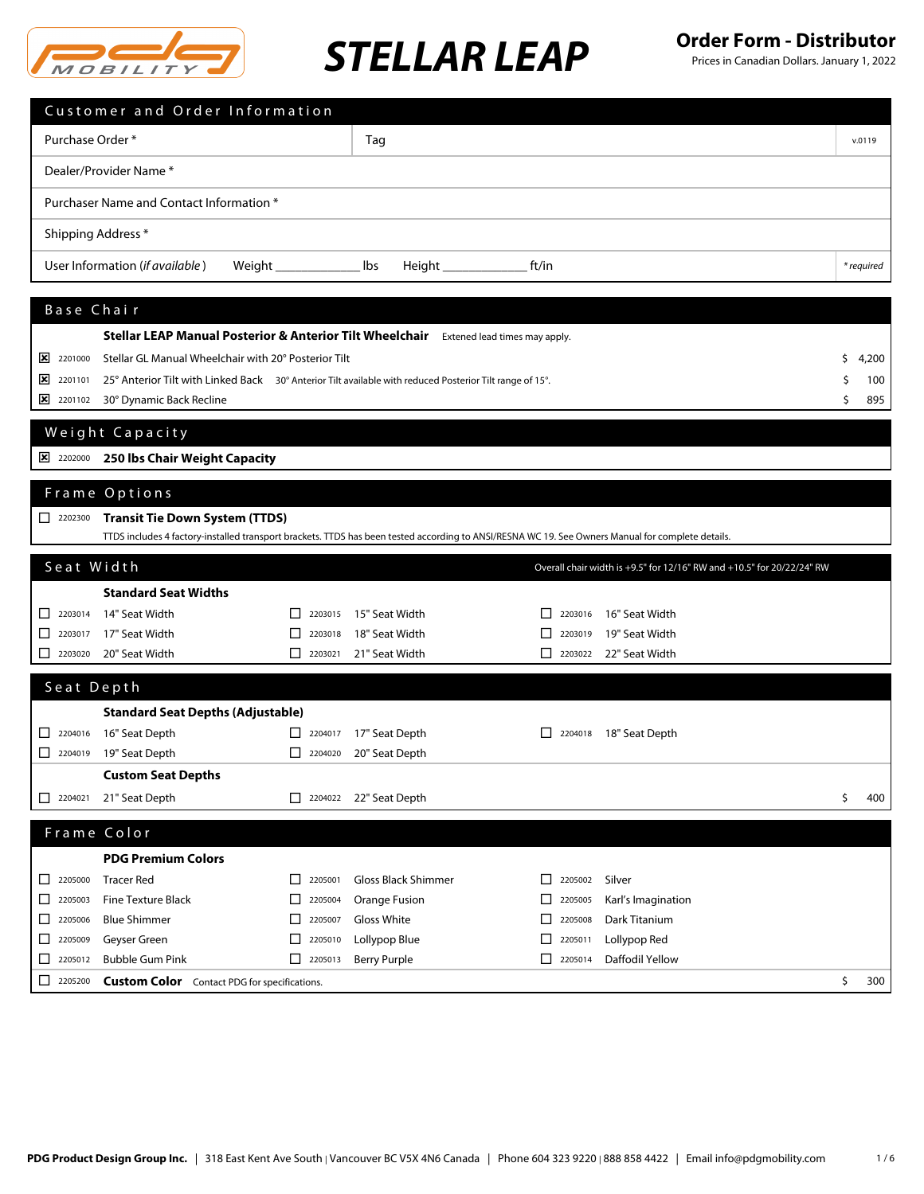# STELLAR LEAP

## Order Form - Distributor

Prices in Canadian Dollars. January 1, 2022

## Customer and Order Information

| Purchase Order * | Tag | v.0119 |
|---|---|---|
| Dealer/Provider Name * | | |
| Purchaser Name and Contact Information * | | |
| Shipping Address * | | |
| User Information (*if available*) Weight ____________ lbs Height ____________ ft/in | | *\* required* |

## Base Chair

**Stellar LEAP Manual Posterior & Anterior Tilt Wheelchair** Extened lead times may apply.

| | Code | Description | Price |
|---|---|---|---|
| ☒ | 2201000 | Stellar GL Manual Wheelchair with 20° Posterior Tilt | $ 4,200 |
| ☒ | 2201101 | 25° Anterior Tilt with Linked Back — 30° Anterior Tilt available with reduced Posterior Tilt range of 15°. | $ 100 |
| ☒ | 2201102 | 30° Dynamic Back Recline | $ 895 |

## Weight Capacity

☒ 2202000 **250 lbs Chair Weight Capacity**

## Frame Options

☐ 2202300 **Transit Tie Down System (TTDS)**

TTDS includes 4 factory-installed transport brackets. TTDS has been tested according to ANSI/RESNA WC 19. See Owners Manual for complete details.

## Seat Width

Overall chair width is +9.5" for 12/16" RW and +10.5" for 20/22/24" RW

**Standard Seat Widths**

| | | |
|---|---|---|
| ☐ 2203014 14" Seat Width | ☐ 2203015 15" Seat Width | ☐ 2203016 16" Seat Width |
| ☐ 2203017 17" Seat Width | ☐ 2203018 18" Seat Width | ☐ 2203019 19" Seat Width |
| ☐ 2203020 20" Seat Width | ☐ 2203021 21" Seat Width | ☐ 2203022 22" Seat Width |

## Seat Depth

**Standard Seat Depths (Adjustable)**

| | | |
|---|---|---|
| ☐ 2204016 16" Seat Depth | ☐ 2204017 17" Seat Depth | ☐ 2204018 18" Seat Depth |
| ☐ 2204019 19" Seat Depth | ☐ 2204020 20" Seat Depth | |

**Custom Seat Depths**

| | | |
|---|---|---|
| ☐ 2204021 21" Seat Depth | ☐ 2204022 22" Seat Depth | $ 400 |

## Frame Color

**PDG Premium Colors**

| | | |
|---|---|---|
| ☐ 2205000 Tracer Red | ☐ 2205001 Gloss Black Shimmer | ☐ 2205002 Silver |
| ☐ 2205003 Fine Texture Black | ☐ 2205004 Orange Fusion | ☐ 2205005 Karl's Imagination |
| ☐ 2205006 Blue Shimmer | ☐ 2205007 Gloss White | ☐ 2205008 Dark Titanium |
| ☐ 2205009 Geyser Green | ☐ 2205010 Lollypop Blue | ☐ 2205011 Lollypop Red |
| ☐ 2205012 Bubble Gum Pink | ☐ 2205013 Berry Purple | ☐ 2205014 Daffodil Yellow |

☐ 2205200 **Custom Color** Contact PDG for specifications. $ 300

**PDG Product Design Group Inc.** | 318 East Kent Ave South | Vancouver BC V5X 4N6 Canada | Phone 604 323 9220 | 888 858 4422 | Email info@pdgmobility.com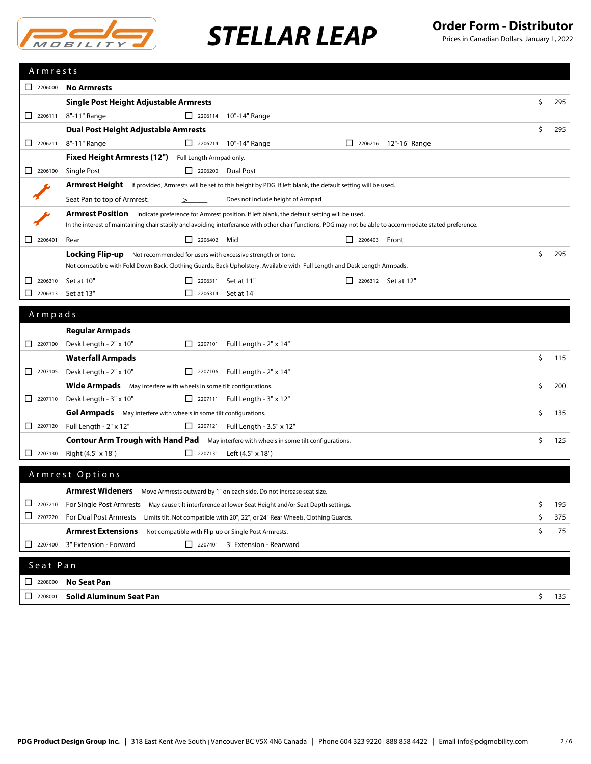# STELLAR LEAP

## Order Form - Distributor

Prices in Canadian Dollars. January 1, 2022

## Armrests

☐ 2206000 **No Armrests**

**Single Post Height Adjustable Armrests** — $ 295

☐ 2206111 8"-11" Range ☐ 2206114 10"-14" Range

**Dual Post Height Adjustable Armrests** — $ 295

☐ 2206211 8"-11" Range ☐ 2206214 10"-14" Range ☐ 2206216 12"-16" Range

**Fixed Height Armrests (12")** Full Length Armpad only.

☐ 2206100 Single Post ☐ 2206200 Dual Post

**Armrest Height** If provided, Armrests will be set to this height by PDG. If left blank, the default setting will be used.

Seat Pan to top of Armrest: > ______ Does not include height of Armpad

**Armrest Position** Indicate preference for Armrest position. If left blank, the default setting will be used.
In the interest of maintaining chair stabily and avoiding interferance with other chair functions, PDG may not be able to accommodate stated preference.

☐ 2206401 Rear ☐ 2206402 Mid ☐ 2206403 Front

**Locking Flip-up** Not recommended for users with excessive strength or tone. — $ 295
Not compatible with Fold Down Back, Clothing Guards, Back Upholstery. Available with Full Length and Desk Length Armpads.

☐ 2206310 Set at 10" ☐ 2206311 Set at 11" ☐ 2206312 Set at 12"
☐ 2206313 Set at 13" ☐ 2206314 Set at 14"

## Armpads

**Regular Armpads**

☐ 2207100 Desk Length - 2" x 10" ☐ 2207101 Full Length - 2" x 14"

**Waterfall Armpads** — $ 115

☐ 2207105 Desk Length - 2" x 10" ☐ 2207106 Full Length - 2" x 14"

**Wide Armpads** May interfere with wheels in some tilt configurations. — $ 200

☐ 2207110 Desk Length - 3" x 10" ☐ 2207111 Full Length - 3" x 12"

**Gel Armpads** May interfere with wheels in some tilt configurations. — $ 135

☐ 2207120 Full Length - 2" x 12" ☐ 2207121 Full Length - 3.5" x 12"

**Contour Arm Trough with Hand Pad** May interfere with wheels in some tilt configurations. — $ 125

☐ 2207130 Right (4.5" x 18") ☐ 2207131 Left (4.5" x 18")

## Armrest Options

**Armrest Wideners** Move Armrests outward by 1" on each side. Do not increase seat size.

☐ 2207210 For Single Post Armrests May cause tilt interference at lower Seat Height and/or Seat Depth settings. — $ 195
☐ 2207220 For Dual Post Armrests Limits tilt. Not compatible with 20", 22", or 24" Rear Wheels, Clothing Guards. — $ 375

**Armrest Extensions** Not compatible with Flip-up or Single Post Armrests. — $ 75

☐ 2207400 3" Extension - Forward ☐ 2207401 3" Extension - Rearward

## Seat Pan

☐ 2208000 **No Seat Pan**
☐ 2208001 **Solid Aluminum Seat Pan** — $ 135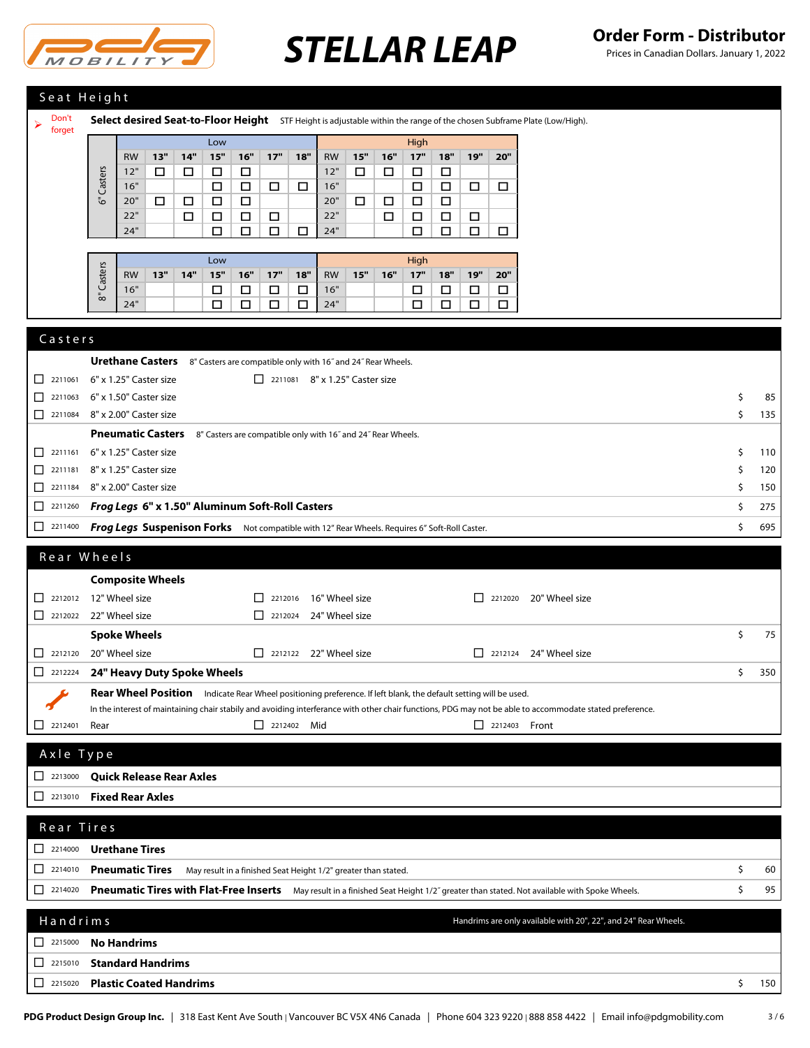# STELLAR LEAP

## Order Form - Distributor

Prices in Canadian Dollars. January 1, 2022

## Seat Height

➤ Don't forget **Select desired Seat-to-Floor Height** STF Height is adjustable within the range of the chosen Subframe Plate (Low/High).

**6" Casters**

| | Low | | | | | | | High | | | | | | |
|---|---|---|---|---|---|---|---|---|---|---|---|---|---|---|
| RW | 13" | 14" | 15" | 16" | 17" | 18" | RW | 15" | 16" | 17" | 18" | 19" | 20" |
| 12" | ☐ | ☐ | ☐ | ☐ | | | 12" | ☐ | ☐ | ☐ | ☐ | | |
| 16" | | | ☐ | ☐ | ☐ | ☐ | 16" | | | ☐ | ☐ | ☐ | ☐ |
| 20" | ☐ | ☐ | ☐ | ☐ | | | 20" | ☐ | ☐ | ☐ | ☐ | | |
| 22" | | ☐ | ☐ | ☐ | ☐ | | 22" | | ☐ | ☐ | ☐ | ☐ | |
| 24" | | | ☐ | ☐ | ☐ | ☐ | 24" | | | ☐ | ☐ | ☐ | ☐ |

**8" Casters**

| | Low | | | | | | | High | | | | | |
|---|---|---|---|---|---|---|---|---|---|---|---|---|---|
| RW | 13" | 14" | 15" | 16" | 17" | 18" | RW | 15" | 16" | 17" | 18" | 19" | 20" |
| 16" | | | ☐ | ☐ | ☐ | ☐ | 16" | | | ☐ | ☐ | ☐ | ☐ |
| 24" | | | ☐ | ☐ | ☐ | ☐ | 24" | | | ☐ | ☐ | ☐ | ☐ |

## Casters

**Urethane Casters** 8" Casters are compatible only with 16˝ and 24˝ Rear Wheels.

- ☐ 2211061 6" x 1.25" Caster size
- ☐ 2211081 8" x 1.25" Caster size
- ☐ 2211063 6" x 1.50" Caster size — $ 85
- ☐ 2211084 8" x 2.00" Caster size — $ 135

**Pneumatic Casters** 8" Casters are compatible only with 16˝ and 24˝ Rear Wheels.

- ☐ 2211161 6" x 1.25" Caster size — $ 110
- ☐ 2211181 8" x 1.25" Caster size — $ 120
- ☐ 2211184 8" x 2.00" Caster size — $ 150
- ☐ 2211260 ***Frog Legs*** **6" x 1.50" Aluminum Soft-Roll Casters** — $ 275
- ☐ 2211400 ***Frog Legs*** **Suspenison Forks** Not compatible with 12" Rear Wheels. Requires 6" Soft-Roll Caster. — $ 695

## Rear Wheels

**Composite Wheels**

- ☐ 2212012 12" Wheel size
- ☐ 2212016 16" Wheel size
- ☐ 2212020 20" Wheel size
- ☐ 2212022 22" Wheel size
- ☐ 2212024 24" Wheel size

**Spoke Wheels** — $ 75

- ☐ 2212120 20" Wheel size
- ☐ 2212122 22" Wheel size
- ☐ 2212124 24" Wheel size
- ☐ 2212224 **24" Heavy Duty Spoke Wheels** — $ 350

**Rear Wheel Position** Indicate Rear Wheel positioning preference. If left blank, the default setting will be used.

In the interest of maintaining chair stabily and avoiding interference with other chair functions, PDG may not be able to accommodate stated preference.

- ☐ 2212401 Rear
- ☐ 2212402 Mid
- ☐ 2212403 Front

## Axle Type

- ☐ 2213000 **Quick Release Rear Axles**
- ☐ 2213010 **Fixed Rear Axles**

## Rear Tires

- ☐ 2214000 **Urethane Tires**
- ☐ 2214010 **Pneumatic Tires** May result in a finished Seat Height 1/2" greater than stated. — $ 60
- ☐ 2214020 **Pneumatic Tires with Flat-Free Inserts** May result in a finished Seat Height 1/2˝ greater than stated. Not available with Spoke Wheels. — $ 95

## Handrims

Handrims are only available with 20", 22", and 24" Rear Wheels.

- ☐ 2215000 **No Handrims**
- ☐ 2215010 **Standard Handrims**
- ☐ 2215020 **Plastic Coated Handrims** — $ 150

**PDG Product Design Group Inc.** | 318 East Kent Ave South | Vancouver BC V5X 4N6 Canada | Phone 604 323 9220 | 888 858 4422 | Email info@pdgmobility.com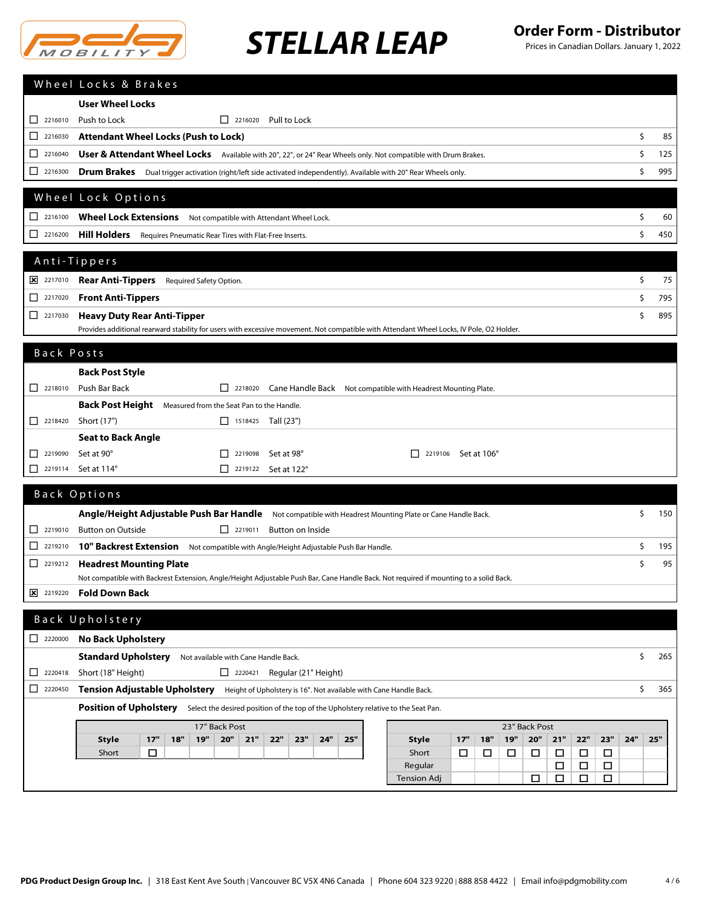# STELLAR LEAP

**Order Form - Distributor**
Prices in Canadian Dollars. January 1, 2022

## Wheel Locks & Brakes

**User Wheel Locks**

- ☐ 2216010 Push to Lock
- ☐ 2216020 Pull to Lock

| | Code | Item | Price |
|---|---|---|---|
| ☐ | 2216030 | **Attendant Wheel Locks (Push to Lock)** | $ 85 |
| ☐ | 2216040 | **User & Attendant Wheel Locks** Available with 20", 22", or 24" Rear Wheels only. Not compatible with Drum Brakes. | $ 125 |
| ☐ | 2216300 | **Drum Brakes** Dual trigger activation (right/left side activated independently). Available with 20" Rear Wheels only. | $ 995 |

## Wheel Lock Options

| | Code | Item | Price |
|---|---|---|---|
| ☐ | 2216100 | **Wheel Lock Extensions** Not compatible with Attendant Wheel Lock. | $ 60 |
| ☐ | 2216200 | **Hill Holders** Requires Pneumatic Rear Tires with Flat-Free Inserts. | $ 450 |

## Anti-Tippers

| | Code | Item | Price |
|---|---|---|---|
| ☒ | 2217010 | **Rear Anti-Tippers** Required Safety Option. | $ 75 |
| ☐ | 2217020 | **Front Anti-Tippers** | $ 795 |
| ☐ | 2217030 | **Heavy Duty Rear Anti-Tipper** Provides additional rearward stability for users with excessive movement. Not compatible with Attendant Wheel Locks, IV Pole, O2 Holder. | $ 895 |

## Back Posts

**Back Post Style**

- ☐ 2218010 Push Bar Back
- ☐ 2218020 Cane Handle Back Not compatible with Headrest Mounting Plate.

**Back Post Height** Measured from the Seat Pan to the Handle.

- ☐ 2218420 Short (17")
- ☐ 1518425 Tall (23")

**Seat to Back Angle**

- ☐ 2219090 Set at 90°
- ☐ 2219098 Set at 98°
- ☐ 2219106 Set at 106°
- ☐ 2219114 Set at 114°
- ☐ 2219122 Set at 122°

## Back Options

**Angle/Height Adjustable Push Bar Handle** Not compatible with Headrest Mounting Plate or Cane Handle Back. $ 150

- ☐ 2219010 Button on Outside
- ☐ 2219011 Button on Inside

| | Code | Item | Price |
|---|---|---|---|
| ☐ | 2219210 | **10" Backrest Extension** Not compatible with Angle/Height Adjustable Push Bar Handle. | $ 195 |
| ☐ | 2219212 | **Headrest Mounting Plate** Not compatible with Backrest Extension, Angle/Height Adjustable Push Bar, Cane Handle Back. Not required if mounting to a solid Back. | $ 95 |
| ☒ | 2219220 | **Fold Down Back** | |

## Back Upholstery

- ☐ 2220000 **No Back Upholstery**

**Standard Upholstery** Not available with Cane Handle Back. $ 265

- ☐ 2220418 Short (18" Height)
- ☐ 2220421 Regular (21" Height)

☐ 2220450 **Tension Adjustable Upholstery** Height of Upholstery is 16". Not available with Cane Handle Back. $ 365

**Position of Upholstery** Select the desired position of the top of the Upholstery relative to the Seat Pan.

| 17" Back Post | | | | | | | | | |
|---|---|---|---|---|---|---|---|---|---|
| **Style** | **17"** | **18"** | **19"** | **20"** | **21"** | **22"** | **23"** | **24"** | **25"** |
| Short | ☐ | | | | | | | | |

| 23" Back Post | | | | | | | | | |
|---|---|---|---|---|---|---|---|---|---|
| **Style** | **17"** | **18"** | **19"** | **20"** | **21"** | **22"** | **23"** | **24"** | **25"** |
| Short | ☐ | ☐ | ☐ | ☐ | ☐ | ☐ | ☐ | | |
| Regular | | | | | ☐ | ☐ | ☐ | | |
| Tension Adj | | | | ☐ | ☐ | ☐ | ☐ | | |

PDG Product Design Group Inc. | 318 East Kent Ave South | Vancouver BC V5X 4N6 Canada | Phone 604 323 9220 | 888 858 4422 | Email info@pdgmobility.com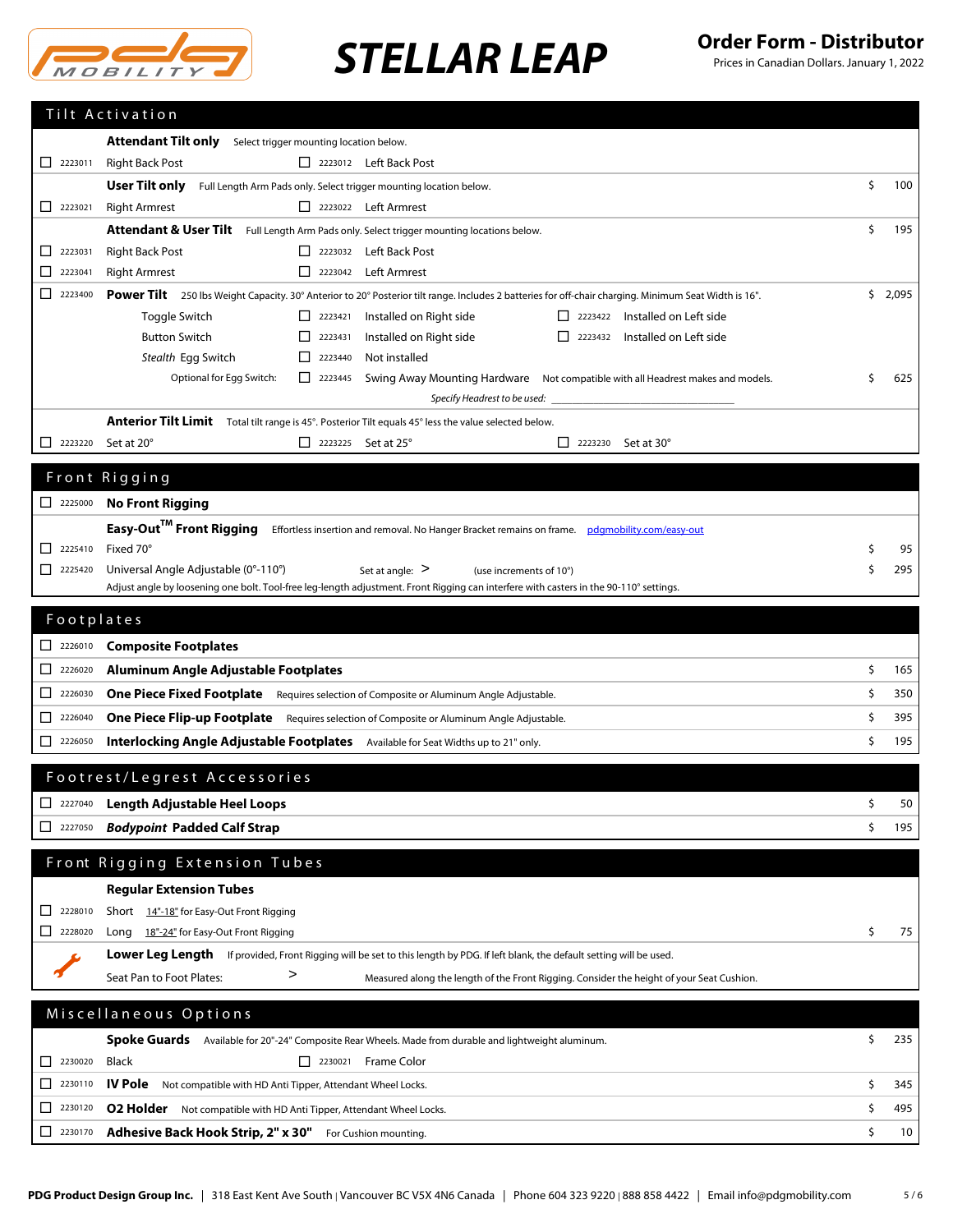# STELLAR LEAP

**Order Form - Distributor**
Prices in Canadian Dollars. January 1, 2022

## Tilt Activation

**Attendant Tilt only** Select trigger mounting location below.

- ☐ 2223011 Right Back Post ☐ 2223012 Left Back Post

**User Tilt only** Full Length Arm Pads only. Select trigger mounting location below. — $ 100

- ☐ 2223021 Right Armrest ☐ 2223022 Left Armrest

**Attendant & User Tilt** Full Length Arm Pads only. Select trigger mounting locations below. — $ 195

- ☐ 2223031 Right Back Post ☐ 2223032 Left Back Post
- ☐ 2223041 Right Armrest ☐ 2223042 Left Armrest

☐ 2223400 **Power Tilt** 250 lbs Weight Capacity. 30° Anterior to 20° Posterior tilt range. Includes 2 batteries for off-chair charging. Minimum Seat Width is 16". — $ 2,095

- Toggle Switch ☐ 2223421 Installed on Right side ☐ 2223422 Installed on Left side
- Button Switch ☐ 2223431 Installed on Right side ☐ 2223432 Installed on Left side
- *Stealth* Egg Switch ☐ 2223440 Not installed
- Optional for Egg Switch: ☐ 2223445 Swing Away Mounting Hardware Not compatible with all Headrest makes and models. — $ 625
  - Specify Headrest to be used: ____________________

**Anterior Tilt Limit** Total tilt range is 45°. Posterior Tilt equals 45° less the value selected below.

- ☐ 2223220 Set at 20° ☐ 2223225 Set at 25° ☐ 2223230 Set at 30°

## Front Rigging

☐ 2225000 **No Front Rigging**

**Easy-Out™ Front Rigging** Effortless insertion and removal. No Hanger Bracket remains on frame. pdgmobility.com/easy-out

| Code | Item | Price |
|---|---|---|
| ☐ 2225410 | Fixed 70° | $ 95 |
| ☐ 2225420 | Universal Angle Adjustable (0°-110°) Set at angle: > (use increments of 10°) | $ 295 |

Adjust angle by loosening one bolt. Tool-free leg-length adjustment. Front Rigging can interfere with casters in the 90-110° settings.

## Footplates

| Code | Item | Price |
|---|---|---|
| ☐ 2226010 | **Composite Footplates** | |
| ☐ 2226020 | **Aluminum Angle Adjustable Footplates** | $ 165 |
| ☐ 2226030 | **One Piece Fixed Footplate** Requires selection of Composite or Aluminum Angle Adjustable. | $ 350 |
| ☐ 2226040 | **One Piece Flip-up Footplate** Requires selection of Composite or Aluminum Angle Adjustable. | $ 395 |
| ☐ 2226050 | **Interlocking Angle Adjustable Footplates** Available for Seat Widths up to 21" only. | $ 195 |

## Footrest/Legrest Accessories

| Code | Item | Price |
|---|---|---|
| ☐ 2227040 | **Length Adjustable Heel Loops** | $ 50 |
| ☐ 2227050 | ***Bodypoint* Padded Calf Strap** | $ 195 |

## Front Rigging Extension Tubes

**Regular Extension Tubes**

| Code | Item | Price |
|---|---|---|
| ☐ 2228010 | Short 14"-18" for Easy-Out Front Rigging | |
| ☐ 2228020 | Long 18"-24" for Easy-Out Front Rigging | $ 75 |

**Lower Leg Length** If provided, Front Rigging will be set to this length by PDG. If left blank, the default setting will be used.

Seat Pan to Foot Plates: > Measured along the length of the Front Rigging. Consider the height of your Seat Cushion.

## Miscellaneous Options

**Spoke Guards** Available for 20"-24" Composite Rear Wheels. Made from durable and lightweight aluminum. — $ 235

- ☐ 2230020 Black ☐ 2230021 Frame Color

| Code | Item | Price |
|---|---|---|
| ☐ 2230110 | **IV Pole** Not compatible with HD Anti Tipper, Attendant Wheel Locks. | $ 345 |
| ☐ 2230120 | **O2 Holder** Not compatible with HD Anti Tipper, Attendant Wheel Locks. | $ 495 |
| ☐ 2230170 | **Adhesive Back Hook Strip, 2" x 30"** For Cushion mounting. | $ 10 |

PDG Product Design Group Inc. | 318 East Kent Ave South | Vancouver BC V5X 4N6 Canada | Phone 604 323 9220 | 888 858 4422 | Email info@pdgmobility.com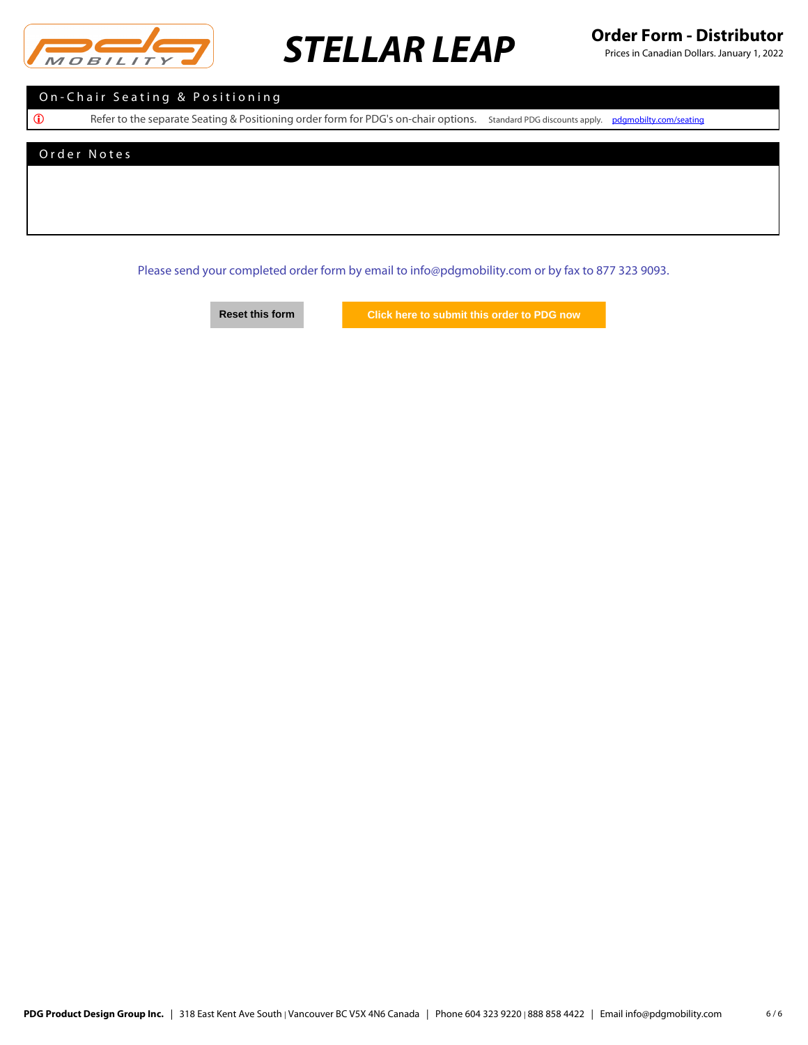# STELLAR LEAP

**Order Form - Distributor**

Prices in Canadian Dollars. January 1, 2022

## On-Chair Seating & Positioning

Refer to the separate Seating & Positioning order form for PDG's on-chair options. Standard PDG discounts apply. pdgmobilty.com/seating

## Order Notes

Please send your completed order form by email to info@pdgmobility.com or by fax to 877 323 9093.

Reset this form

Click here to submit this order to PDG now

**PDG Product Design Group Inc.** | 318 East Kent Ave South | Vancouver BC V5X 4N6 Canada | Phone 604 323 9220 | 888 858 4422 | Email info@pdgmobility.com